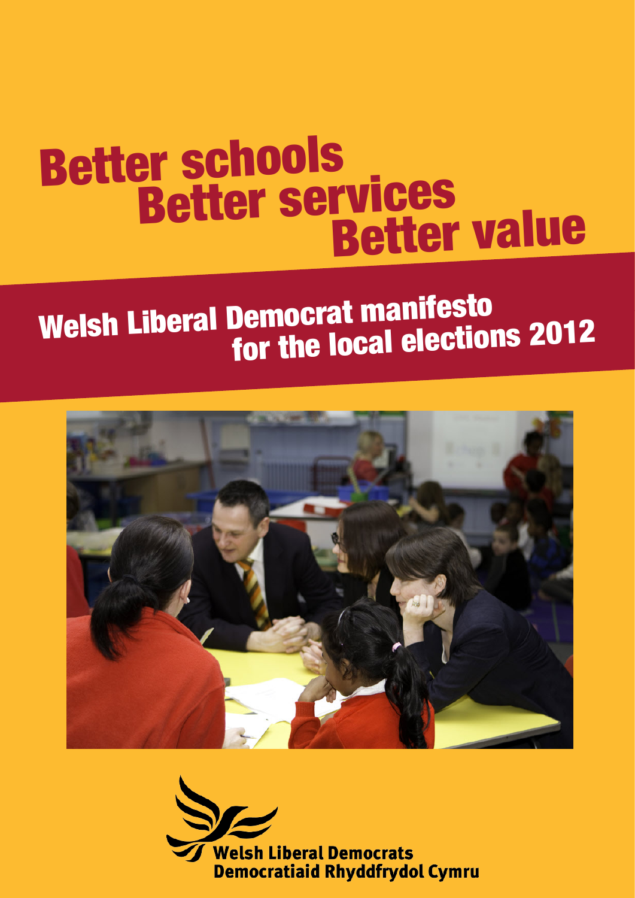# Better schools
# Better services
# Better value

## Welsh Liberal Democrat manifesto for the local elections 2012

Welsh Liberal Democrats
Democratiaid Rhyddfrydol Cymru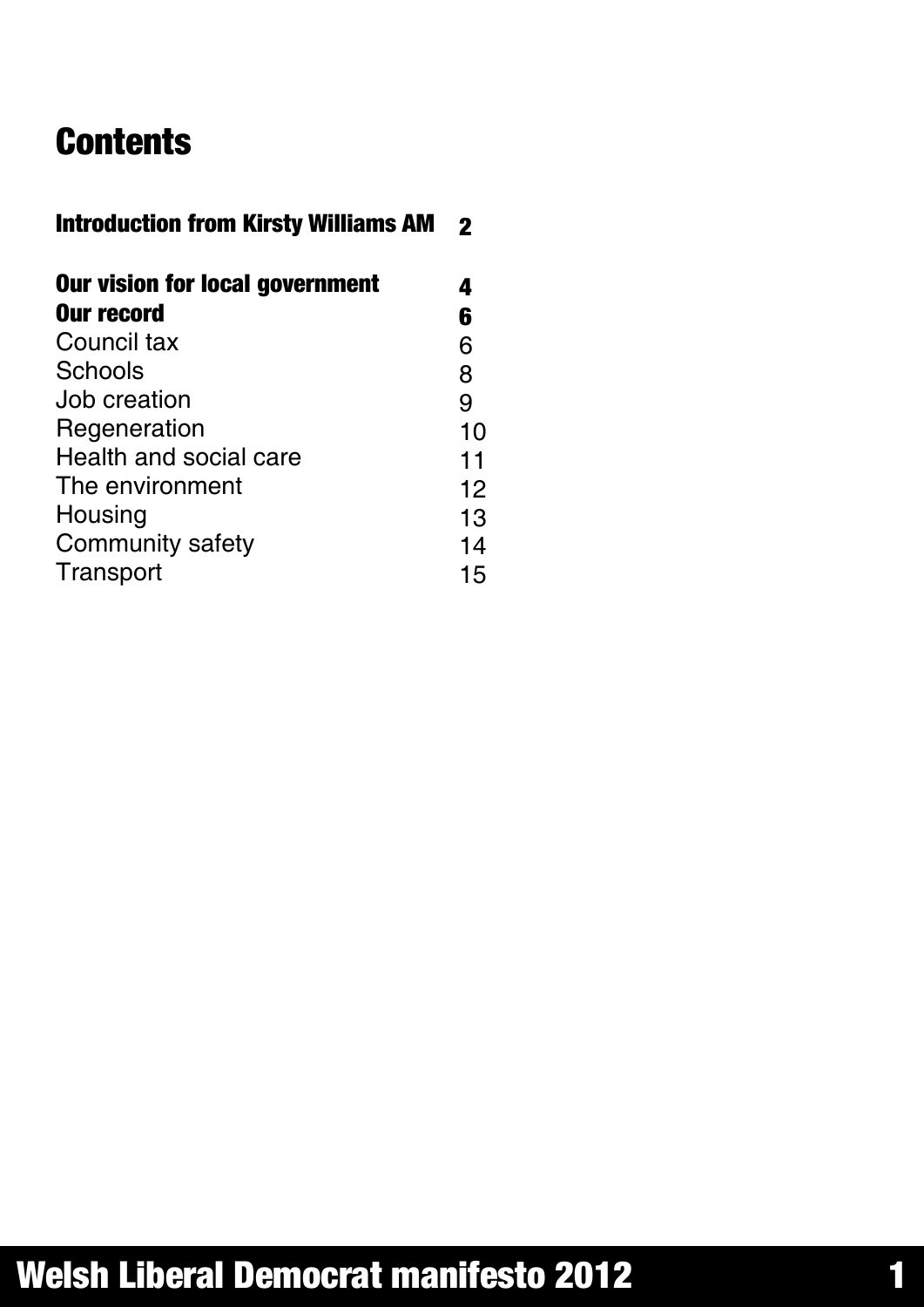# Contents

| | |
|---|---|
| **Introduction from Kirsty Williams AM** | **2** |
| **Our vision for local government** | **4** |
| **Our record** | **6** |
| Council tax | 6 |
| Schools | 8 |
| Job creation | 9 |
| Regeneration | 10 |
| Health and social care | 11 |
| The environment | 12 |
| Housing | 13 |
| Community safety | 14 |
| Transport | 15 |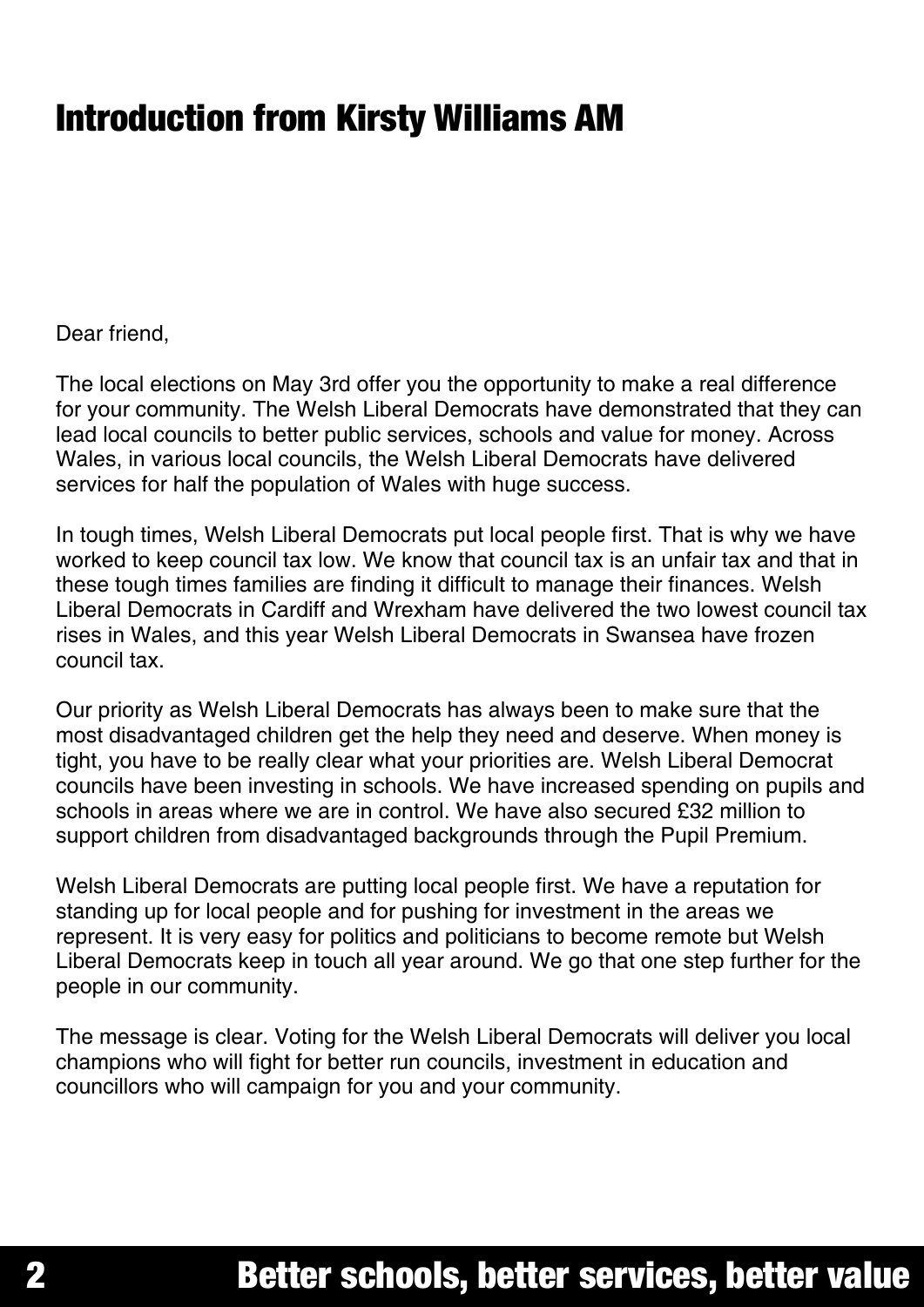# Introduction from Kirsty Williams AM

Dear friend,

The local elections on May 3rd offer you the opportunity to make a real difference for your community. The Welsh Liberal Democrats have demonstrated that they can lead local councils to better public services, schools and value for money. Across Wales, in various local councils, the Welsh Liberal Democrats have delivered services for half the population of Wales with huge success.

In tough times, Welsh Liberal Democrats put local people first. That is why we have worked to keep council tax low. We know that council tax is an unfair tax and that in these tough times families are finding it difficult to manage their finances. Welsh Liberal Democrats in Cardiff and Wrexham have delivered the two lowest council tax rises in Wales, and this year Welsh Liberal Democrats in Swansea have frozen council tax.

Our priority as Welsh Liberal Democrats has always been to make sure that the most disadvantaged children get the help they need and deserve. When money is tight, you have to be really clear what your priorities are. Welsh Liberal Democrat councils have been investing in schools. We have increased spending on pupils and schools in areas where we are in control. We have also secured £32 million to support children from disadvantaged backgrounds through the Pupil Premium.

Welsh Liberal Democrats are putting local people first. We have a reputation for standing up for local people and for pushing for investment in the areas we represent. It is very easy for politics and politicians to become remote but Welsh Liberal Democrats keep in touch all year around. We go that one step further for the people in our community.

The message is clear. Voting for the Welsh Liberal Democrats will deliver you local champions who will fight for better run councils, investment in education and councillors who will campaign for you and your community.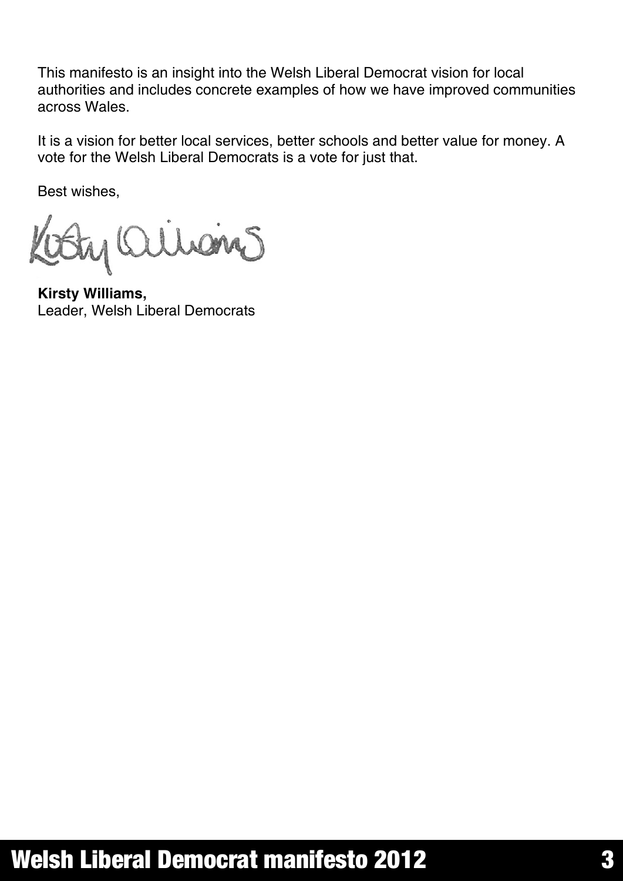This manifesto is an insight into the Welsh Liberal Democrat vision for local authorities and includes concrete examples of how we have improved communities across Wales.

It is a vision for better local services, better schools and better value for money. A vote for the Welsh Liberal Democrats is a vote for just that.

Best wishes,

**Kirsty Williams,**
Leader, Welsh Liberal Democrats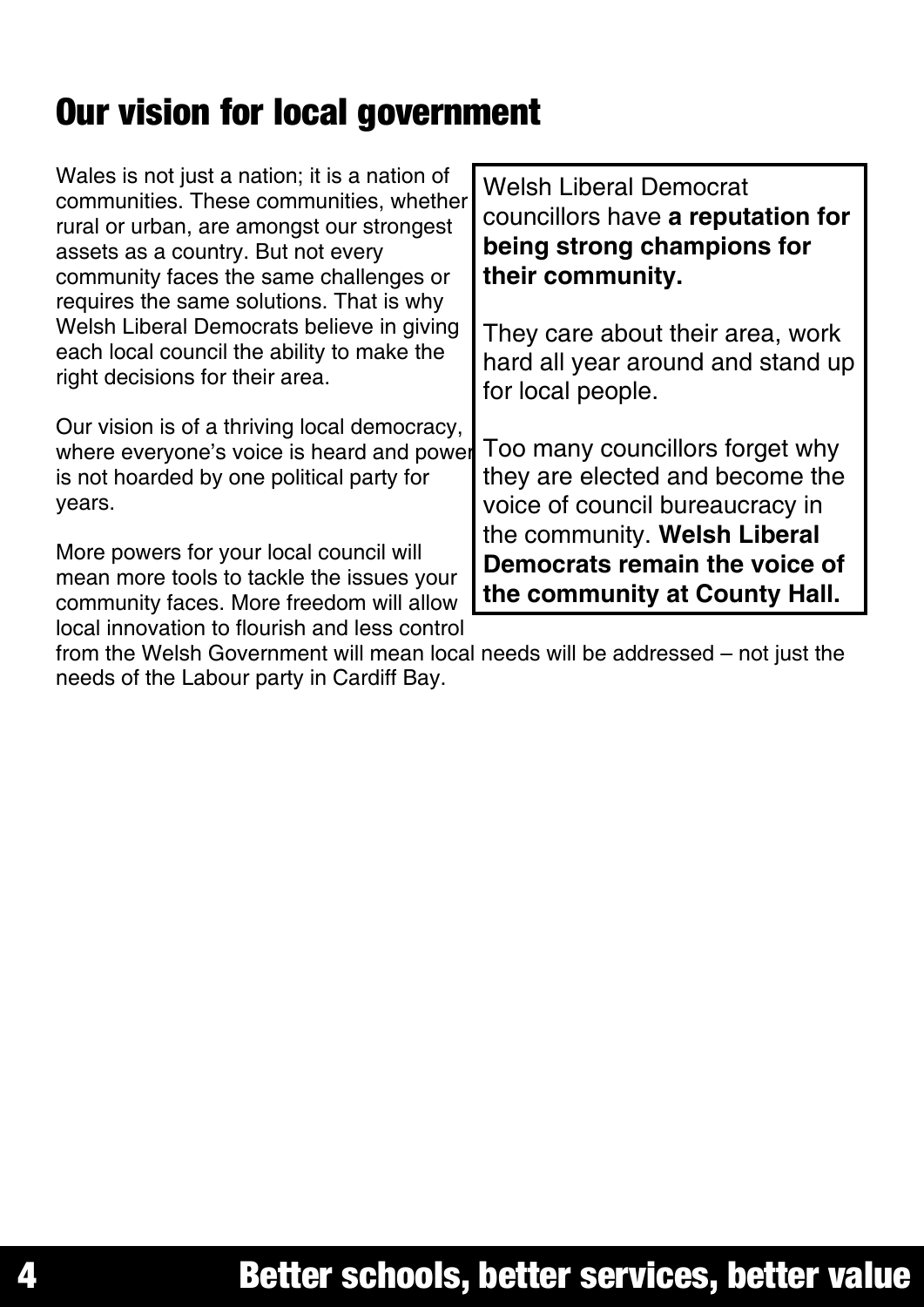## Our vision for local government

Wales is not just a nation; it is a nation of communities. These communities, whether rural or urban, are amongst our strongest assets as a country. But not every community faces the same challenges or requires the same solutions. That is why Welsh Liberal Democrats believe in giving each local council the ability to make the right decisions for their area.

Our vision is of a thriving local democracy, where everyone's voice is heard and power is not hoarded by one political party for years.

More powers for your local council will mean more tools to tackle the issues your community faces. More freedom will allow local innovation to flourish and less control from the Welsh Government will mean local needs will be addressed – not just the needs of the Labour party in Cardiff Bay.

Welsh Liberal Democrat councillors have **a reputation for being strong champions for their community.**

They care about their area, work hard all year around and stand up for local people.

Too many councillors forget why they are elected and become the voice of council bureaucracy in the community. **Welsh Liberal Democrats remain the voice of the community at County Hall.**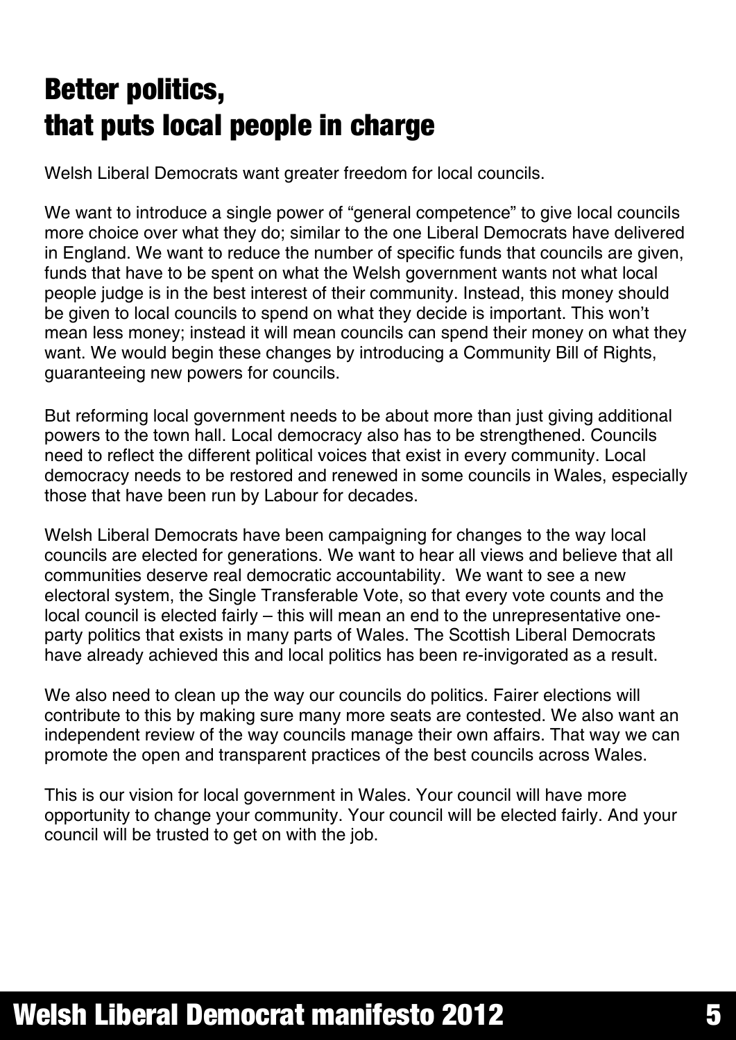# Better politics, that puts local people in charge

Welsh Liberal Democrats want greater freedom for local councils.

We want to introduce a single power of "general competence" to give local councils more choice over what they do; similar to the one Liberal Democrats have delivered in England. We want to reduce the number of specific funds that councils are given, funds that have to be spent on what the Welsh government wants not what local people judge is in the best interest of their community. Instead, this money should be given to local councils to spend on what they decide is important. This won't mean less money; instead it will mean councils can spend their money on what they want. We would begin these changes by introducing a Community Bill of Rights, guaranteeing new powers for councils.

But reforming local government needs to be about more than just giving additional powers to the town hall. Local democracy also has to be strengthened. Councils need to reflect the different political voices that exist in every community. Local democracy needs to be restored and renewed in some councils in Wales, especially those that have been run by Labour for decades.

Welsh Liberal Democrats have been campaigning for changes to the way local councils are elected for generations. We want to hear all views and believe that all communities deserve real democratic accountability. We want to see a new electoral system, the Single Transferable Vote, so that every vote counts and the local council is elected fairly – this will mean an end to the unrepresentative one-party politics that exists in many parts of Wales. The Scottish Liberal Democrats have already achieved this and local politics has been re-invigorated as a result.

We also need to clean up the way our councils do politics. Fairer elections will contribute to this by making sure many more seats are contested. We also want an independent review of the way councils manage their own affairs. That way we can promote the open and transparent practices of the best councils across Wales.

This is our vision for local government in Wales. Your council will have more opportunity to change your community. Your council will be elected fairly. And your council will be trusted to get on with the job.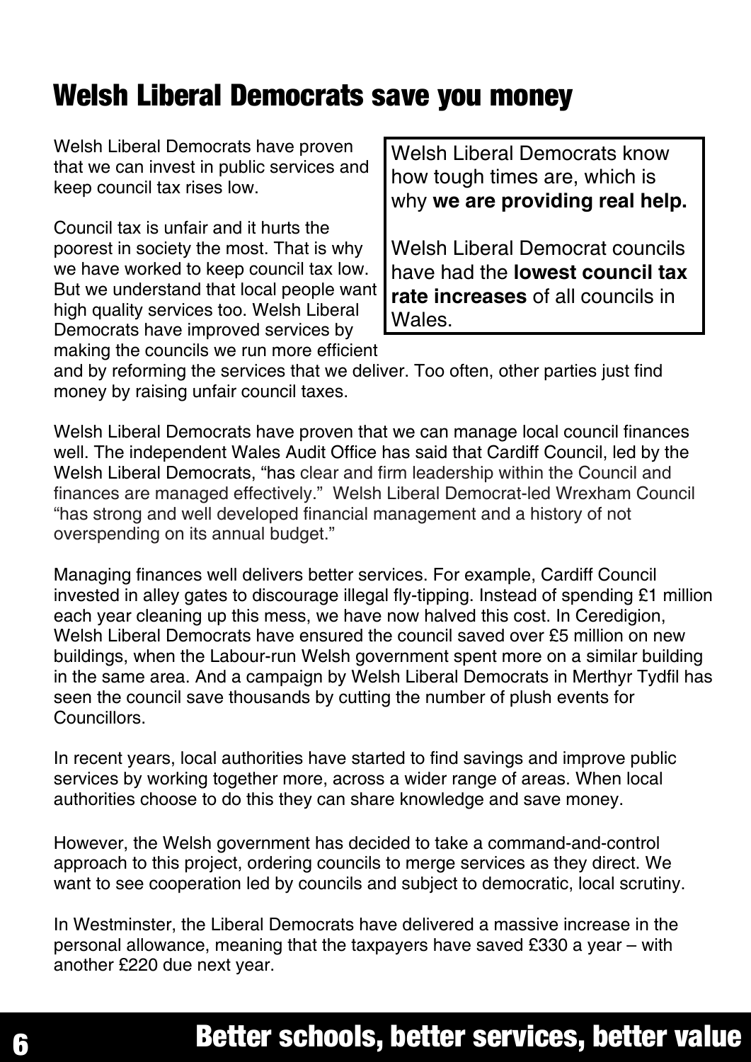# Welsh Liberal Democrats save you money

Welsh Liberal Democrats have proven that we can invest in public services and keep council tax rises low.

Welsh Liberal Democrats know how tough times are, which is why **we are providing real help.**

Welsh Liberal Democrat councils have had the **lowest council tax rate increases** of all councils in Wales.

Council tax is unfair and it hurts the poorest in society the most. That is why we have worked to keep council tax low. But we understand that local people want high quality services too. Welsh Liberal Democrats have improved services by making the councils we run more efficient and by reforming the services that we deliver. Too often, other parties just find money by raising unfair council taxes.

Welsh Liberal Democrats have proven that we can manage local council finances well. The independent Wales Audit Office has said that Cardiff Council, led by the Welsh Liberal Democrats, "has clear and firm leadership within the Council and finances are managed effectively." Welsh Liberal Democrat-led Wrexham Council "has strong and well developed financial management and a history of not overspending on its annual budget."

Managing finances well delivers better services. For example, Cardiff Council invested in alley gates to discourage illegal fly-tipping. Instead of spending £1 million each year cleaning up this mess, we have now halved this cost. In Ceredigion, Welsh Liberal Democrats have ensured the council saved over £5 million on new buildings, when the Labour-run Welsh government spent more on a similar building in the same area. And a campaign by Welsh Liberal Democrats in Merthyr Tydfil has seen the council save thousands by cutting the number of plush events for Councillors.

In recent years, local authorities have started to find savings and improve public services by working together more, across a wider range of areas. When local authorities choose to do this they can share knowledge and save money.

However, the Welsh government has decided to take a command-and-control approach to this project, ordering councils to merge services as they direct. We want to see cooperation led by councils and subject to democratic, local scrutiny.

In Westminster, the Liberal Democrats have delivered a massive increase in the personal allowance, meaning that the taxpayers have saved £330 a year – with another £220 due next year.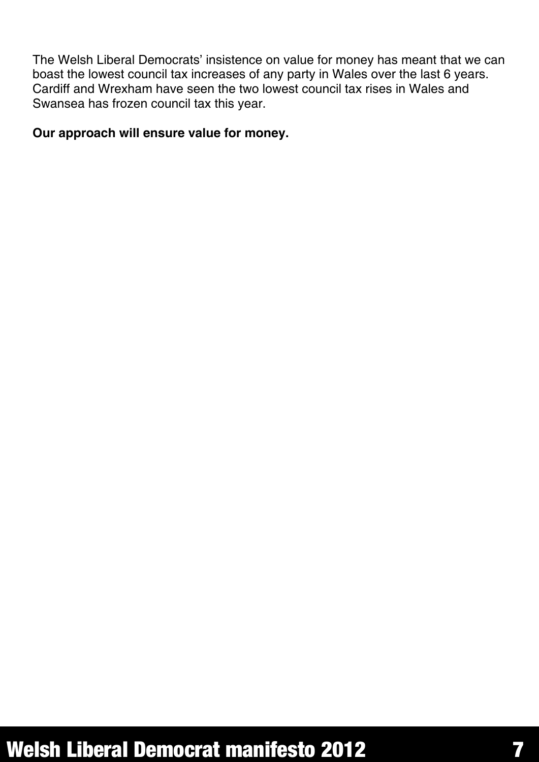The Welsh Liberal Democrats' insistence on value for money has meant that we can boast the lowest council tax increases of any party in Wales over the last 6 years. Cardiff and Wrexham have seen the two lowest council tax rises in Wales and Swansea has frozen council tax this year.

**Our approach will ensure value for money.**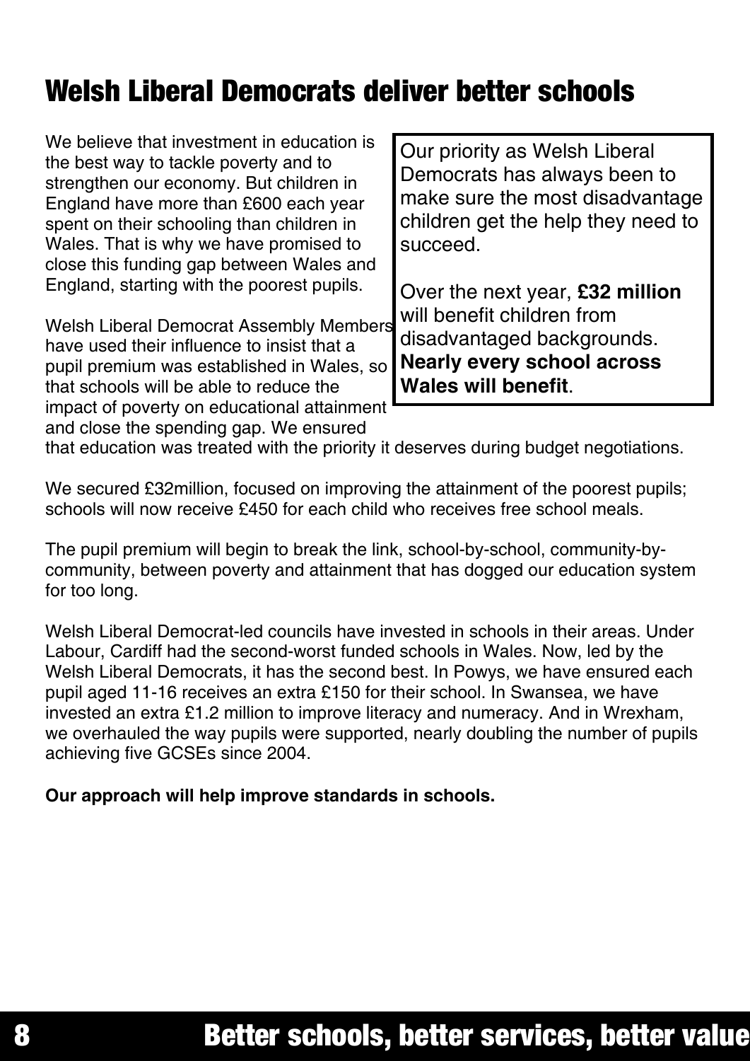# Welsh Liberal Democrats deliver better schools

We believe that investment in education is the best way to tackle poverty and to strengthen our economy. But children in England have more than £600 each year spent on their schooling than children in Wales. That is why we have promised to close this funding gap between Wales and England, starting with the poorest pupils.

> Our priority as Welsh Liberal Democrats has always been to make sure the most disadvantage children get the help they need to succeed.
>
> Over the next year, **£32 million** will benefit children from disadvantaged backgrounds. **Nearly every school across Wales will benefit**.

Welsh Liberal Democrat Assembly Members have used their influence to insist that a pupil premium was established in Wales, so that schools will be able to reduce the impact of poverty on educational attainment and close the spending gap. We ensured that education was treated with the priority it deserves during budget negotiations.

We secured £32million, focused on improving the attainment of the poorest pupils; schools will now receive £450 for each child who receives free school meals.

The pupil premium will begin to break the link, school-by-school, community-by-community, between poverty and attainment that has dogged our education system for too long.

Welsh Liberal Democrat-led councils have invested in schools in their areas. Under Labour, Cardiff had the second-worst funded schools in Wales. Now, led by the Welsh Liberal Democrats, it has the second best. In Powys, we have ensured each pupil aged 11-16 receives an extra £150 for their school. In Swansea, we have invested an extra £1.2 million to improve literacy and numeracy. And in Wrexham, we overhauled the way pupils were supported, nearly doubling the number of pupils achieving five GCSEs since 2004.

**Our approach will help improve standards in schools.**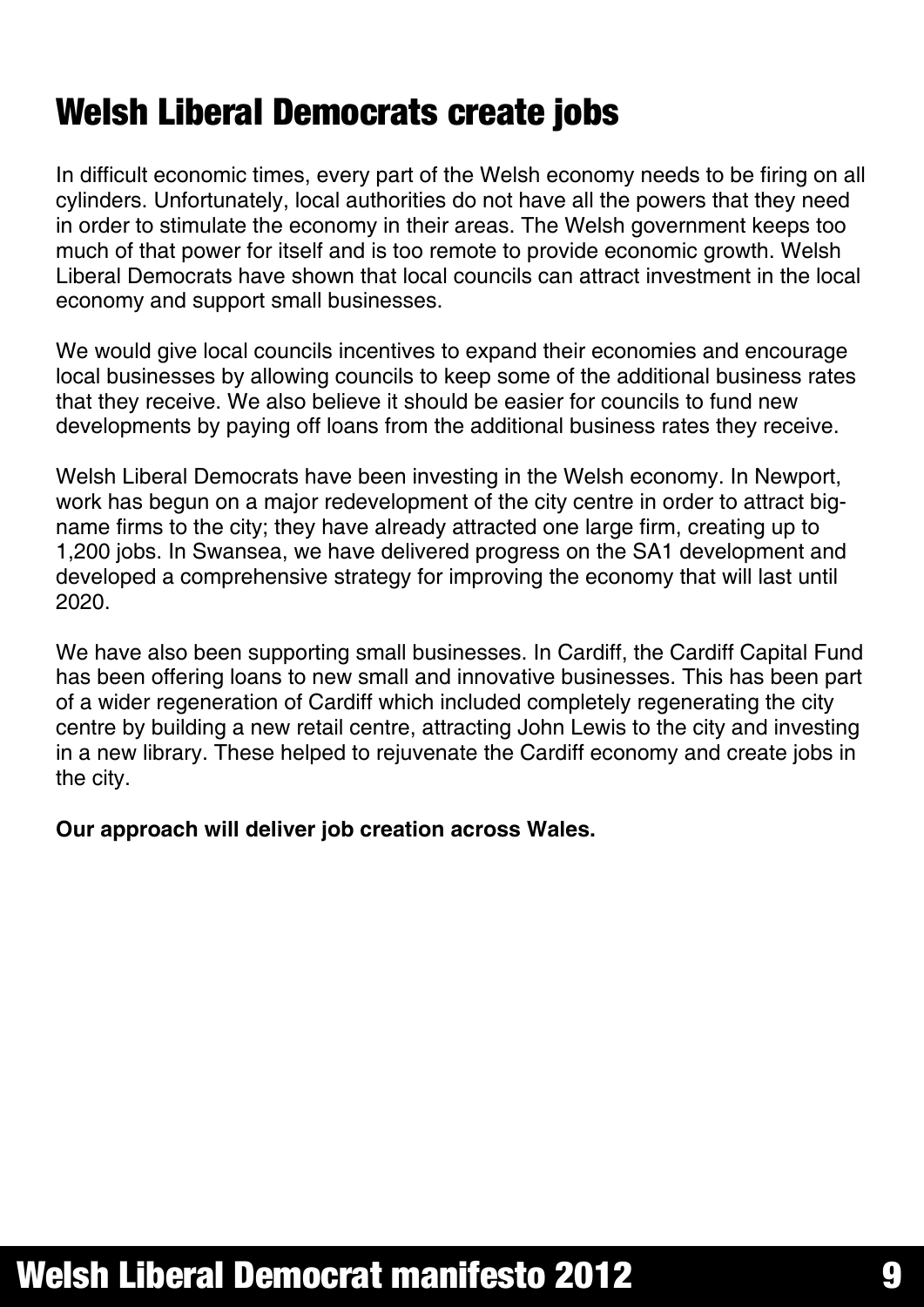# Welsh Liberal Democrats create jobs

In difficult economic times, every part of the Welsh economy needs to be firing on all cylinders. Unfortunately, local authorities do not have all the powers that they need in order to stimulate the economy in their areas. The Welsh government keeps too much of that power for itself and is too remote to provide economic growth. Welsh Liberal Democrats have shown that local councils can attract investment in the local economy and support small businesses.

We would give local councils incentives to expand their economies and encourage local businesses by allowing councils to keep some of the additional business rates that they receive. We also believe it should be easier for councils to fund new developments by paying off loans from the additional business rates they receive.

Welsh Liberal Democrats have been investing in the Welsh economy. In Newport, work has begun on a major redevelopment of the city centre in order to attract big-name firms to the city; they have already attracted one large firm, creating up to 1,200 jobs. In Swansea, we have delivered progress on the SA1 development and developed a comprehensive strategy for improving the economy that will last until 2020.

We have also been supporting small businesses. In Cardiff, the Cardiff Capital Fund has been offering loans to new small and innovative businesses. This has been part of a wider regeneration of Cardiff which included completely regenerating the city centre by building a new retail centre, attracting John Lewis to the city and investing in a new library. These helped to rejuvenate the Cardiff economy and create jobs in the city.

**Our approach will deliver job creation across Wales.**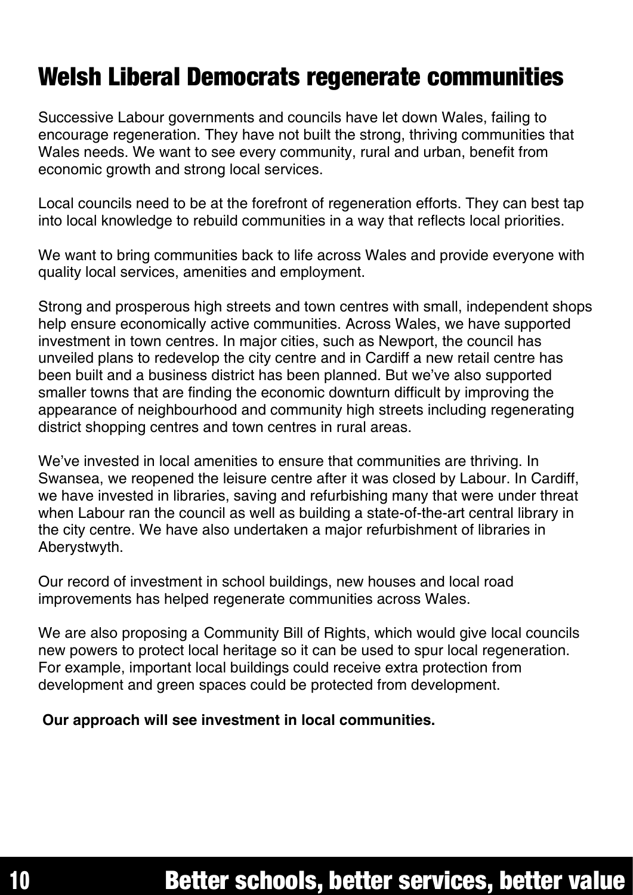# Welsh Liberal Democrats regenerate communities

Successive Labour governments and councils have let down Wales, failing to encourage regeneration. They have not built the strong, thriving communities that Wales needs. We want to see every community, rural and urban, benefit from economic growth and strong local services.

Local councils need to be at the forefront of regeneration efforts. They can best tap into local knowledge to rebuild communities in a way that reflects local priorities.

We want to bring communities back to life across Wales and provide everyone with quality local services, amenities and employment.

Strong and prosperous high streets and town centres with small, independent shops help ensure economically active communities. Across Wales, we have supported investment in town centres. In major cities, such as Newport, the council has unveiled plans to redevelop the city centre and in Cardiff a new retail centre has been built and a business district has been planned. But we've also supported smaller towns that are finding the economic downturn difficult by improving the appearance of neighbourhood and community high streets including regenerating district shopping centres and town centres in rural areas.

We've invested in local amenities to ensure that communities are thriving. In Swansea, we reopened the leisure centre after it was closed by Labour. In Cardiff, we have invested in libraries, saving and refurbishing many that were under threat when Labour ran the council as well as building a state-of-the-art central library in the city centre. We have also undertaken a major refurbishment of libraries in Aberystwyth.

Our record of investment in school buildings, new houses and local road improvements has helped regenerate communities across Wales.

We are also proposing a Community Bill of Rights, which would give local councils new powers to protect local heritage so it can be used to spur local regeneration. For example, important local buildings could receive extra protection from development and green spaces could be protected from development.

**Our approach will see investment in local communities.**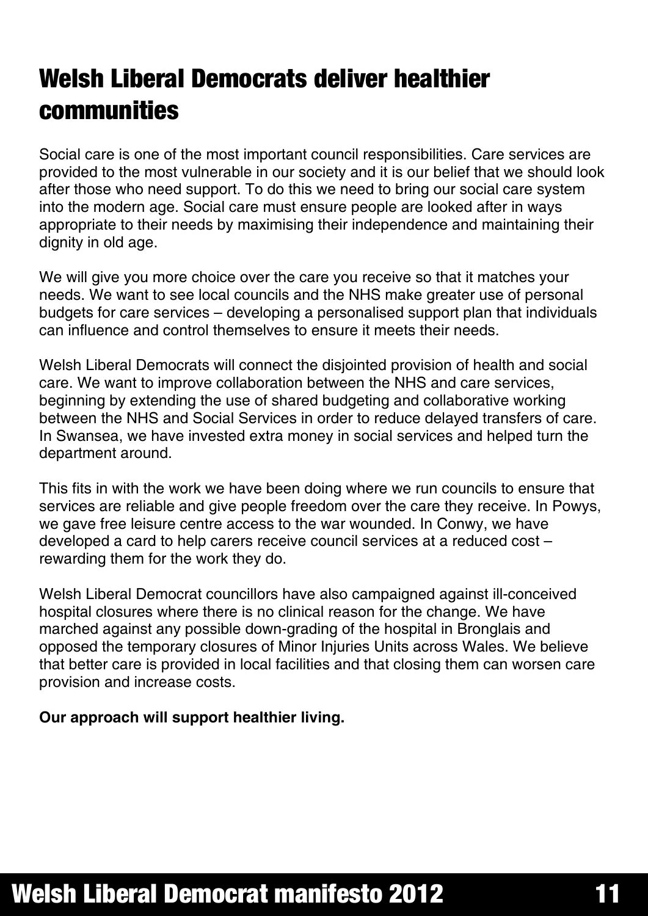# Welsh Liberal Democrats deliver healthier communities

Social care is one of the most important council responsibilities. Care services are provided to the most vulnerable in our society and it is our belief that we should look after those who need support. To do this we need to bring our social care system into the modern age. Social care must ensure people are looked after in ways appropriate to their needs by maximising their independence and maintaining their dignity in old age.

We will give you more choice over the care you receive so that it matches your needs. We want to see local councils and the NHS make greater use of personal budgets for care services – developing a personalised support plan that individuals can influence and control themselves to ensure it meets their needs.

Welsh Liberal Democrats will connect the disjointed provision of health and social care. We want to improve collaboration between the NHS and care services, beginning by extending the use of shared budgeting and collaborative working between the NHS and Social Services in order to reduce delayed transfers of care. In Swansea, we have invested extra money in social services and helped turn the department around.

This fits in with the work we have been doing where we run councils to ensure that services are reliable and give people freedom over the care they receive. In Powys, we gave free leisure centre access to the war wounded. In Conwy, we have developed a card to help carers receive council services at a reduced cost – rewarding them for the work they do.

Welsh Liberal Democrat councillors have also campaigned against ill-conceived hospital closures where there is no clinical reason for the change. We have marched against any possible down-grading of the hospital in Bronglais and opposed the temporary closures of Minor Injuries Units across Wales. We believe that better care is provided in local facilities and that closing them can worsen care provision and increase costs.

**Our approach will support healthier living.**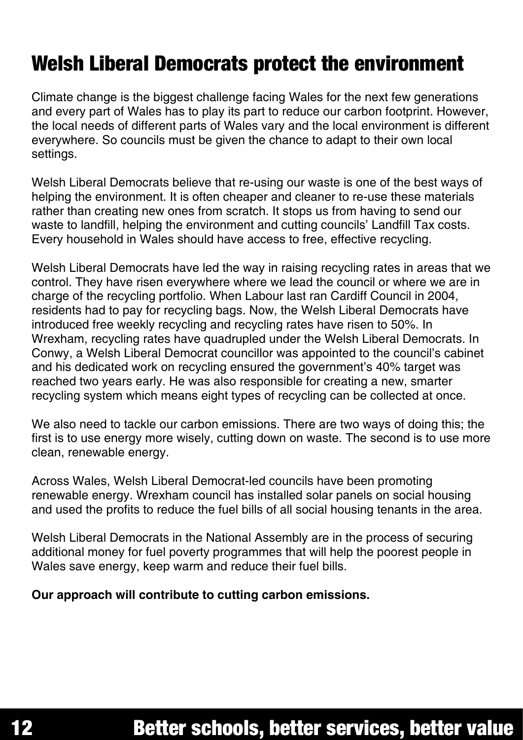# Welsh Liberal Democrats protect the environment

Climate change is the biggest challenge facing Wales for the next few generations and every part of Wales has to play its part to reduce our carbon footprint. However, the local needs of different parts of Wales vary and the local environment is different everywhere. So councils must be given the chance to adapt to their own local settings.

Welsh Liberal Democrats believe that re-using our waste is one of the best ways of helping the environment. It is often cheaper and cleaner to re-use these materials rather than creating new ones from scratch. It stops us from having to send our waste to landfill, helping the environment and cutting councils' Landfill Tax costs. Every household in Wales should have access to free, effective recycling.

Welsh Liberal Democrats have led the way in raising recycling rates in areas that we control. They have risen everywhere where we lead the council or where we are in charge of the recycling portfolio. When Labour last ran Cardiff Council in 2004, residents had to pay for recycling bags. Now, the Welsh Liberal Democrats have introduced free weekly recycling and recycling rates have risen to 50%. In Wrexham, recycling rates have quadrupled under the Welsh Liberal Democrats. In Conwy, a Welsh Liberal Democrat councillor was appointed to the council's cabinet and his dedicated work on recycling ensured the government's 40% target was reached two years early. He was also responsible for creating a new, smarter recycling system which means eight types of recycling can be collected at once.

We also need to tackle our carbon emissions. There are two ways of doing this; the first is to use energy more wisely, cutting down on waste. The second is to use more clean, renewable energy.

Across Wales, Welsh Liberal Democrat-led councils have been promoting renewable energy. Wrexham council has installed solar panels on social housing and used the profits to reduce the fuel bills of all social housing tenants in the area.

Welsh Liberal Democrats in the National Assembly are in the process of securing additional money for fuel poverty programmes that will help the poorest people in Wales save energy, keep warm and reduce their fuel bills.

**Our approach will contribute to cutting carbon emissions.**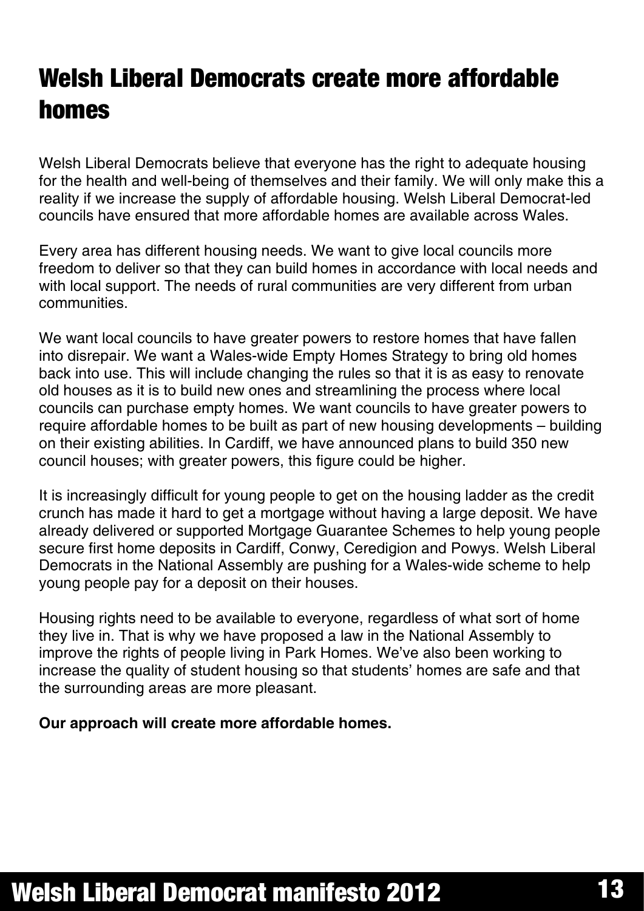# Welsh Liberal Democrats create more affordable homes

Welsh Liberal Democrats believe that everyone has the right to adequate housing for the health and well-being of themselves and their family. We will only make this a reality if we increase the supply of affordable housing. Welsh Liberal Democrat-led councils have ensured that more affordable homes are available across Wales.

Every area has different housing needs. We want to give local councils more freedom to deliver so that they can build homes in accordance with local needs and with local support. The needs of rural communities are very different from urban communities.

We want local councils to have greater powers to restore homes that have fallen into disrepair. We want a Wales-wide Empty Homes Strategy to bring old homes back into use. This will include changing the rules so that it is as easy to renovate old houses as it is to build new ones and streamlining the process where local councils can purchase empty homes. We want councils to have greater powers to require affordable homes to be built as part of new housing developments – building on their existing abilities. In Cardiff, we have announced plans to build 350 new council houses; with greater powers, this figure could be higher.

It is increasingly difficult for young people to get on the housing ladder as the credit crunch has made it hard to get a mortgage without having a large deposit. We have already delivered or supported Mortgage Guarantee Schemes to help young people secure first home deposits in Cardiff, Conwy, Ceredigion and Powys. Welsh Liberal Democrats in the National Assembly are pushing for a Wales-wide scheme to help young people pay for a deposit on their houses.

Housing rights need to be available to everyone, regardless of what sort of home they live in. That is why we have proposed a law in the National Assembly to improve the rights of people living in Park Homes. We've also been working to increase the quality of student housing so that students' homes are safe and that the surrounding areas are more pleasant.

**Our approach will create more affordable homes.**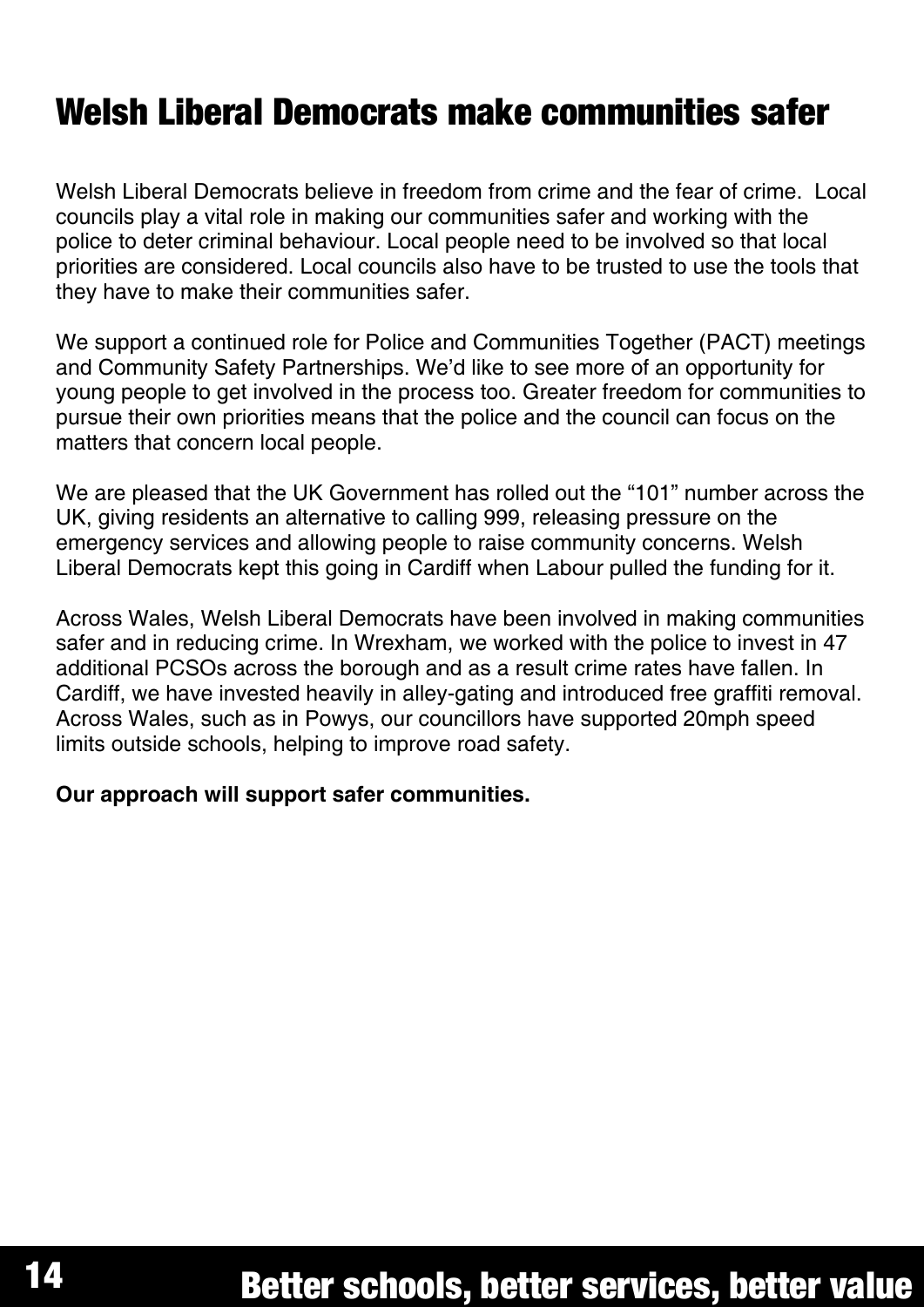# Welsh Liberal Democrats make communities safer

Welsh Liberal Democrats believe in freedom from crime and the fear of crime. Local councils play a vital role in making our communities safer and working with the police to deter criminal behaviour. Local people need to be involved so that local priorities are considered. Local councils also have to be trusted to use the tools that they have to make their communities safer.

We support a continued role for Police and Communities Together (PACT) meetings and Community Safety Partnerships. We'd like to see more of an opportunity for young people to get involved in the process too. Greater freedom for communities to pursue their own priorities means that the police and the council can focus on the matters that concern local people.

We are pleased that the UK Government has rolled out the "101" number across the UK, giving residents an alternative to calling 999, releasing pressure on the emergency services and allowing people to raise community concerns. Welsh Liberal Democrats kept this going in Cardiff when Labour pulled the funding for it.

Across Wales, Welsh Liberal Democrats have been involved in making communities safer and in reducing crime. In Wrexham, we worked with the police to invest in 47 additional PCSOs across the borough and as a result crime rates have fallen. In Cardiff, we have invested heavily in alley-gating and introduced free graffiti removal. Across Wales, such as in Powys, our councillors have supported 20mph speed limits outside schools, helping to improve road safety.

**Our approach will support safer communities.**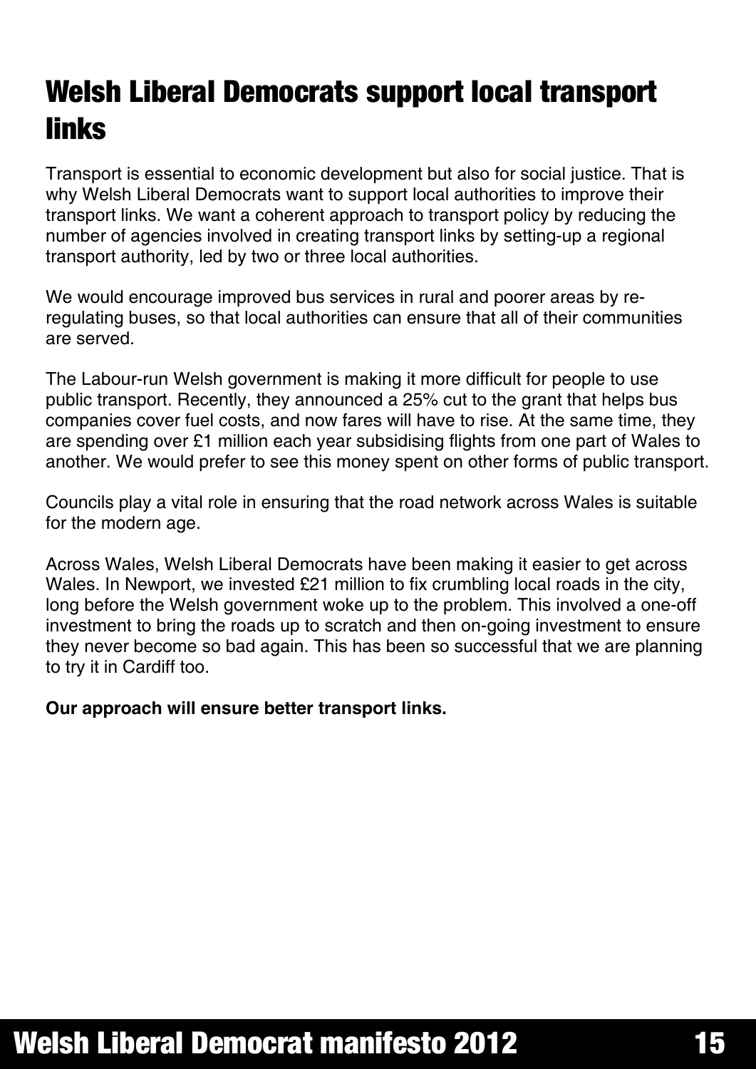# Welsh Liberal Democrats support local transport links

Transport is essential to economic development but also for social justice. That is why Welsh Liberal Democrats want to support local authorities to improve their transport links. We want a coherent approach to transport policy by reducing the number of agencies involved in creating transport links by setting-up a regional transport authority, led by two or three local authorities.

We would encourage improved bus services in rural and poorer areas by re-regulating buses, so that local authorities can ensure that all of their communities are served.

The Labour-run Welsh government is making it more difficult for people to use public transport. Recently, they announced a 25% cut to the grant that helps bus companies cover fuel costs, and now fares will have to rise. At the same time, they are spending over £1 million each year subsidising flights from one part of Wales to another. We would prefer to see this money spent on other forms of public transport.

Councils play a vital role in ensuring that the road network across Wales is suitable for the modern age.

Across Wales, Welsh Liberal Democrats have been making it easier to get across Wales. In Newport, we invested £21 million to fix crumbling local roads in the city, long before the Welsh government woke up to the problem. This involved a one-off investment to bring the roads up to scratch and then on-going investment to ensure they never become so bad again. This has been so successful that we are planning to try it in Cardiff too.

**Our approach will ensure better transport links.**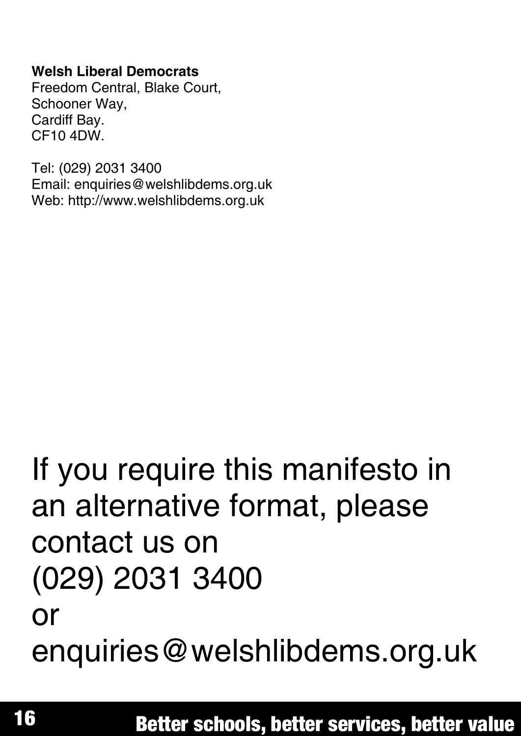**Welsh Liberal Democrats**
Freedom Central, Blake Court,
Schooner Way,
Cardiff Bay.
CF10 4DW.

Tel: (029) 2031 3400
Email: enquiries@welshlibdems.org.uk
Web: http://www.welshlibdems.org.uk

If you require this manifesto in an alternative format, please contact us on
(029) 2031 3400
or
enquiries@welshlibdems.org.uk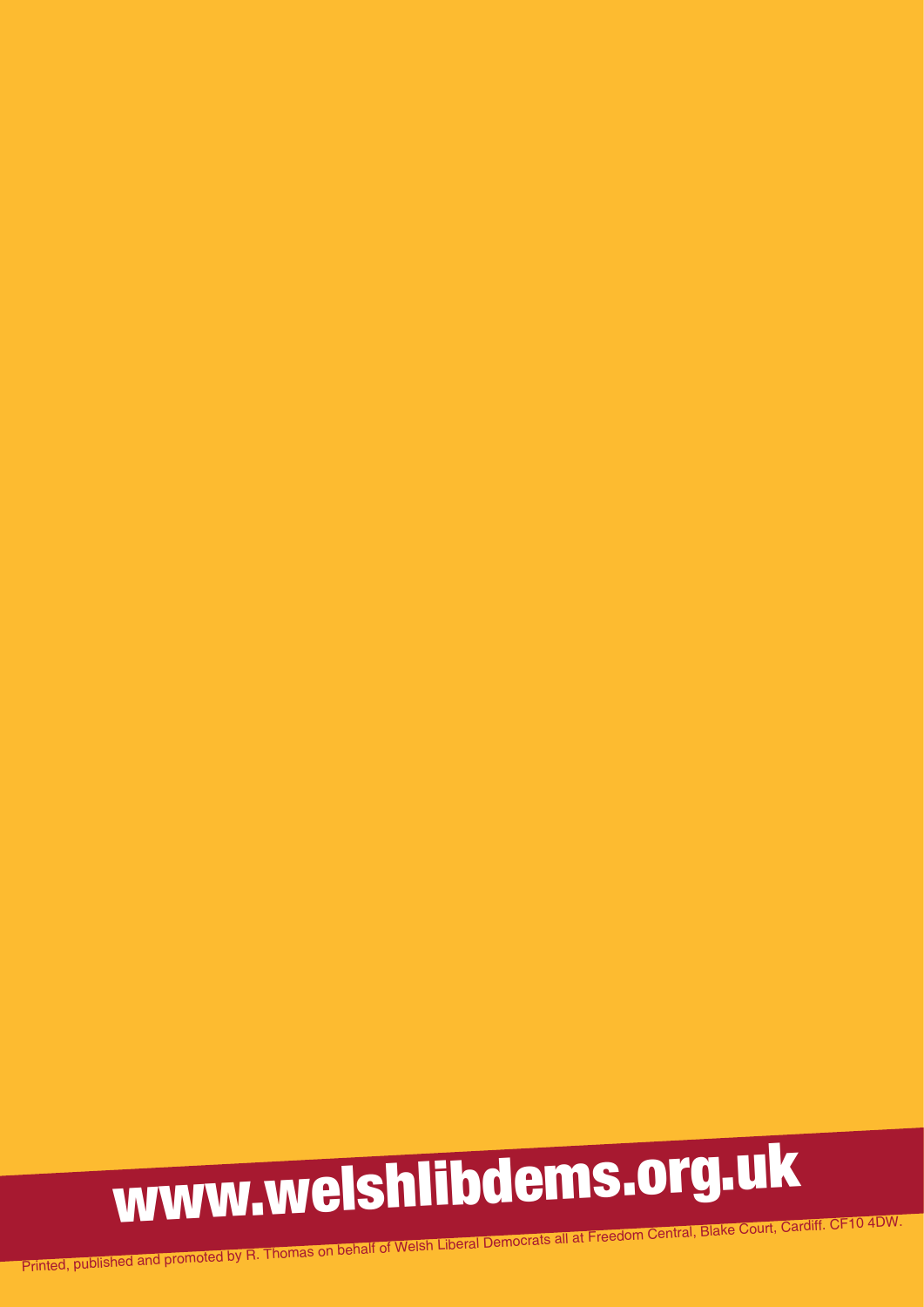www.welshlibdems.org.uk

Printed, published and promoted by R. Thomas on behalf of Welsh Liberal Democrats all at Freedom Central, Blake Court, Cardiff. CF10 4DW.